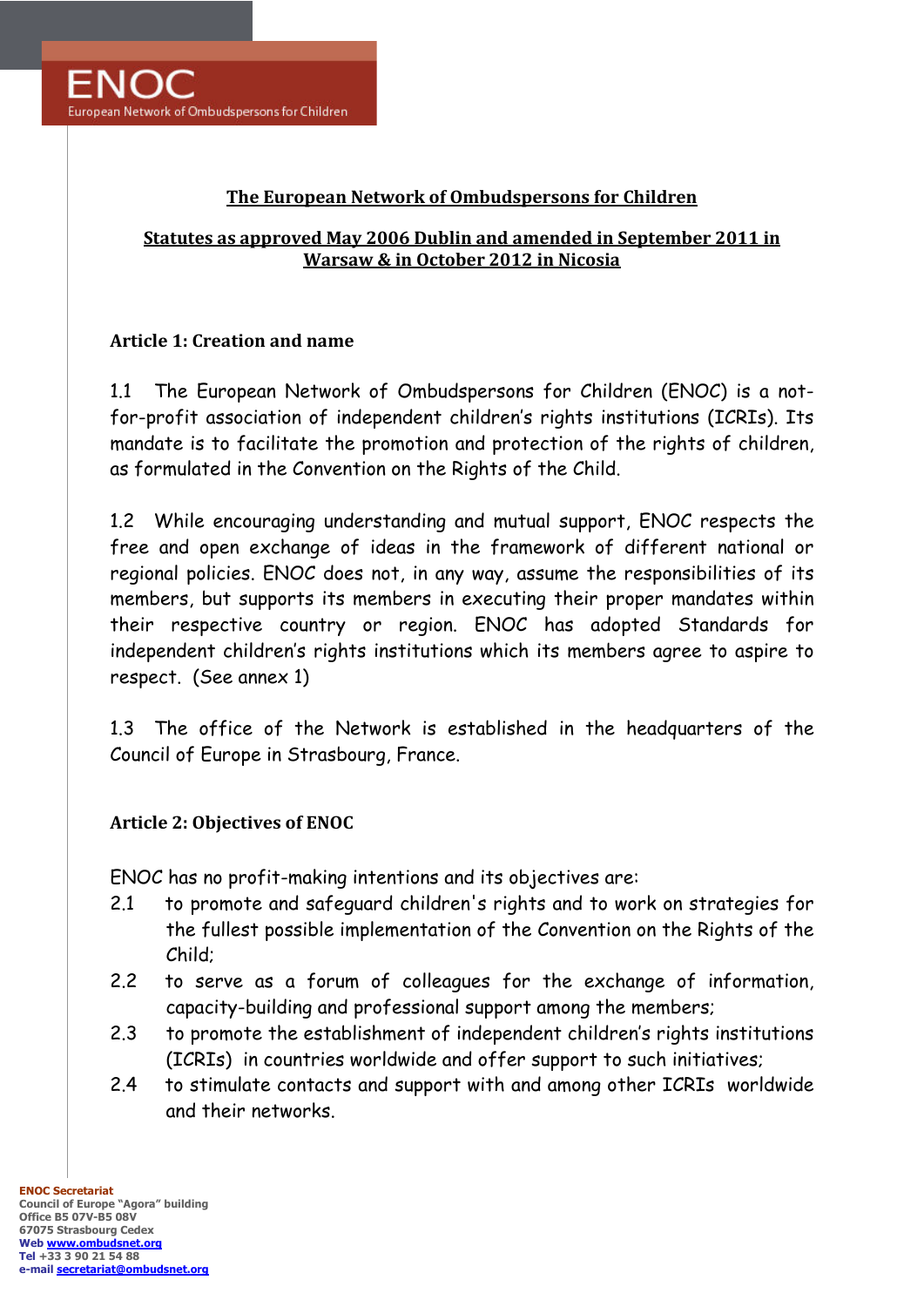ENOC
European Network of Ombudspersons for Children

# The European Network of Ombudspersons for Children

## Statutes as approved May 2006 Dublin and amended in September 2011 in Warsaw & in October 2012 in Nicosia

### Article 1: Creation and name

1.1 The European Network of Ombudspersons for Children (ENOC) is a not-for-profit association of independent children's rights institutions (ICRIs). Its mandate is to facilitate the promotion and protection of the rights of children, as formulated in the Convention on the Rights of the Child.

1.2 While encouraging understanding and mutual support, ENOC respects the free and open exchange of ideas in the framework of different national or regional policies. ENOC does not, in any way, assume the responsibilities of its members, but supports its members in executing their proper mandates within their respective country or region. ENOC has adopted Standards for independent children's rights institutions which its members agree to aspire to respect. (See annex 1)

1.3 The office of the Network is established in the headquarters of the Council of Europe in Strasbourg, France.

### Article 2: Objectives of ENOC

ENOC has no profit-making intentions and its objectives are:

2.1 to promote and safeguard children's rights and to work on strategies for the fullest possible implementation of the Convention on the Rights of the Child;

2.2 to serve as a forum of colleagues for the exchange of information, capacity-building and professional support among the members;

2.3 to promote the establishment of independent children's rights institutions (ICRIs) in countries worldwide and offer support to such initiatives;

2.4 to stimulate contacts and support with and among other ICRIs worldwide and their networks.

**ENOC Secretariat**
**Council of Europe "Agora" building**
**Office B5 07V-B5 08V**
**67075 Strasbourg Cedex**
**Web www.ombudsnet.org**
**Tel +33 3 90 21 54 88**
**e-mail secretariat@ombudsnet.org**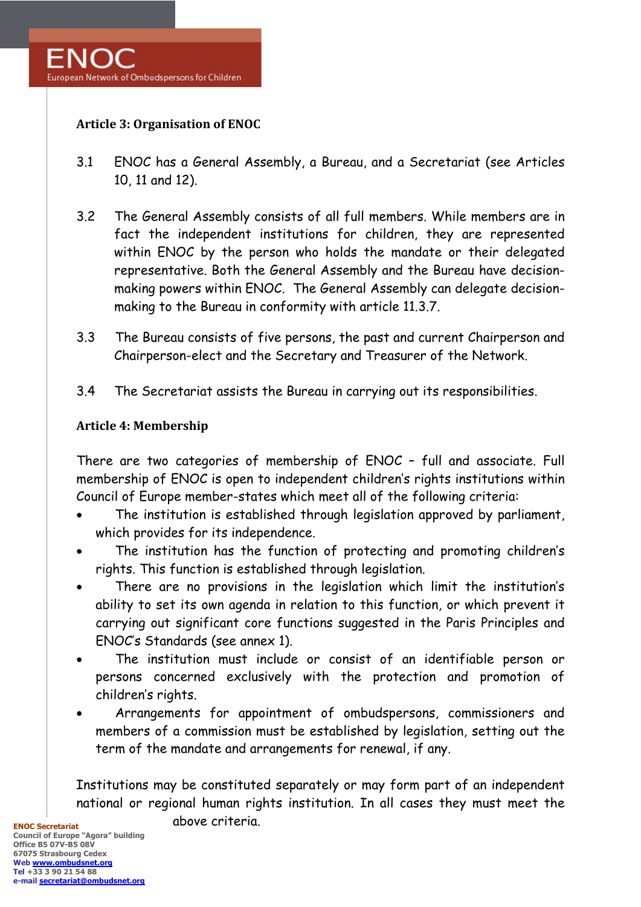### Article 3: Organisation of ENOC

3.1 ENOC has a General Assembly, a Bureau, and a Secretariat (see Articles 10, 11 and 12).

3.2 The General Assembly consists of all full members. While members are in fact the independent institutions for children, they are represented within ENOC by the person who holds the mandate or their delegated representative. Both the General Assembly and the Bureau have decision-making powers within ENOC. The General Assembly can delegate decision-making to the Bureau in conformity with article 11.3.7.

3.3 The Bureau consists of five persons, the past and current Chairperson and Chairperson-elect and the Secretary and Treasurer of the Network.

3.4 The Secretariat assists the Bureau in carrying out its responsibilities.

### Article 4: Membership

There are two categories of membership of ENOC – full and associate. Full membership of ENOC is open to independent children's rights institutions within Council of Europe member-states which meet all of the following criteria:

- The institution is established through legislation approved by parliament, which provides for its independence.
- The institution has the function of protecting and promoting children's rights. This function is established through legislation.
- There are no provisions in the legislation which limit the institution's ability to set its own agenda in relation to this function, or which prevent it carrying out significant core functions suggested in the Paris Principles and ENOC's Standards (see annex 1).
- The institution must include or consist of an identifiable person or persons concerned exclusively with the protection and promotion of children's rights.
- Arrangements for appointment of ombudspersons, commissioners and members of a commission must be established by legislation, setting out the term of the mandate and arrangements for renewal, if any.

Institutions may be constituted separately or may form part of an independent national or regional human rights institution. In all cases they must meet the above criteria.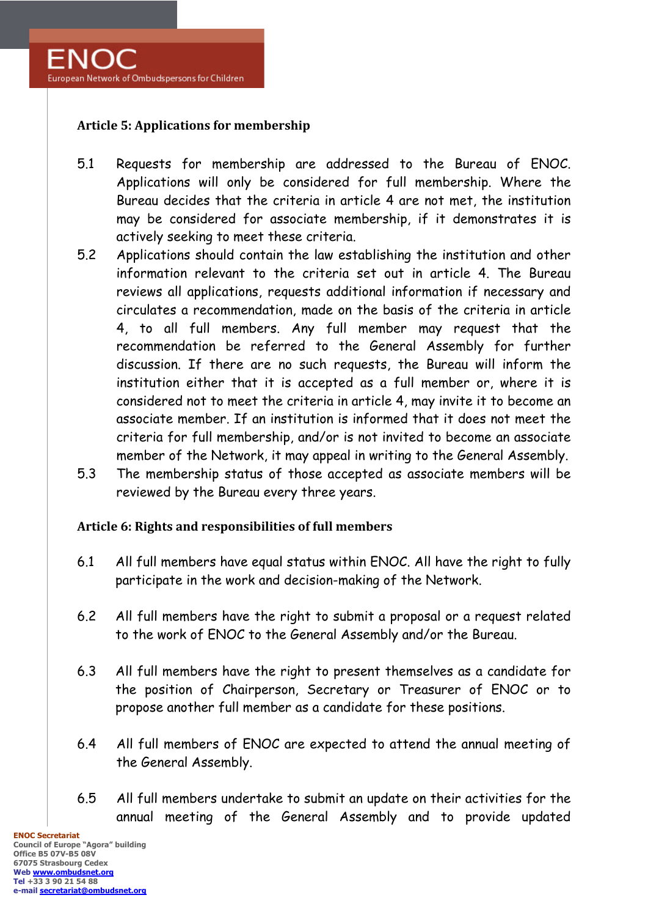### Article 5: Applications for membership

5.1 Requests for membership are addressed to the Bureau of ENOC. Applications will only be considered for full membership. Where the Bureau decides that the criteria in article 4 are not met, the institution may be considered for associate membership, if it demonstrates it is actively seeking to meet these criteria.

5.2 Applications should contain the law establishing the institution and other information relevant to the criteria set out in article 4. The Bureau reviews all applications, requests additional information if necessary and circulates a recommendation, made on the basis of the criteria in article 4, to all full members. Any full member may request that the recommendation be referred to the General Assembly for further discussion. If there are no such requests, the Bureau will inform the institution either that it is accepted as a full member or, where it is considered not to meet the criteria in article 4, may invite it to become an associate member. If an institution is informed that it does not meet the criteria for full membership, and/or is not invited to become an associate member of the Network, it may appeal in writing to the General Assembly.

5.3 The membership status of those accepted as associate members will be reviewed by the Bureau every three years.

### Article 6: Rights and responsibilities of full members

6.1 All full members have equal status within ENOC. All have the right to fully participate in the work and decision-making of the Network.

6.2 All full members have the right to submit a proposal or a request related to the work of ENOC to the General Assembly and/or the Bureau.

6.3 All full members have the right to present themselves as a candidate for the position of Chairperson, Secretary or Treasurer of ENOC or to propose another full member as a candidate for these positions.

6.4 All full members of ENOC are expected to attend the annual meeting of the General Assembly.

6.5 All full members undertake to submit an update on their activities for the annual meeting of the General Assembly and to provide updated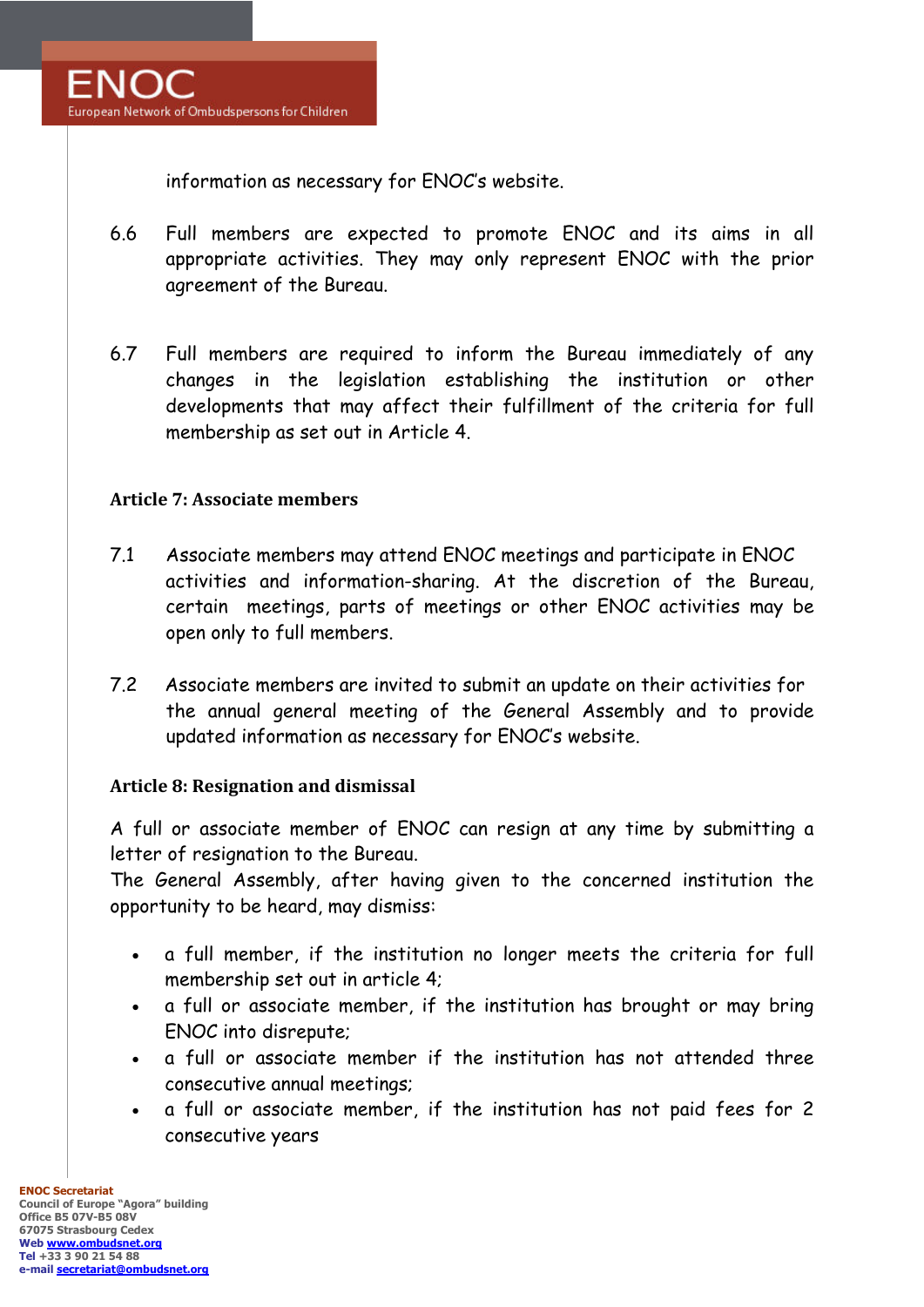information as necessary for ENOC's website.

6.6 Full members are expected to promote ENOC and its aims in all appropriate activities. They may only represent ENOC with the prior agreement of the Bureau.

6.7 Full members are required to inform the Bureau immediately of any changes in the legislation establishing the institution or other developments that may affect their fulfillment of the criteria for full membership as set out in Article 4.

### Article 7: Associate members

7.1 Associate members may attend ENOC meetings and participate in ENOC activities and information-sharing. At the discretion of the Bureau, certain meetings, parts of meetings or other ENOC activities may be open only to full members.

7.2 Associate members are invited to submit an update on their activities for the annual general meeting of the General Assembly and to provide updated information as necessary for ENOC's website.

### Article 8: Resignation and dismissal

A full or associate member of ENOC can resign at any time by submitting a letter of resignation to the Bureau.
The General Assembly, after having given to the concerned institution the opportunity to be heard, may dismiss:

- a full member, if the institution no longer meets the criteria for full membership set out in article 4;
- a full or associate member, if the institution has brought or may bring ENOC into disrepute;
- a full or associate member if the institution has not attended three consecutive annual meetings;
- a full or associate member, if the institution has not paid fees for 2 consecutive years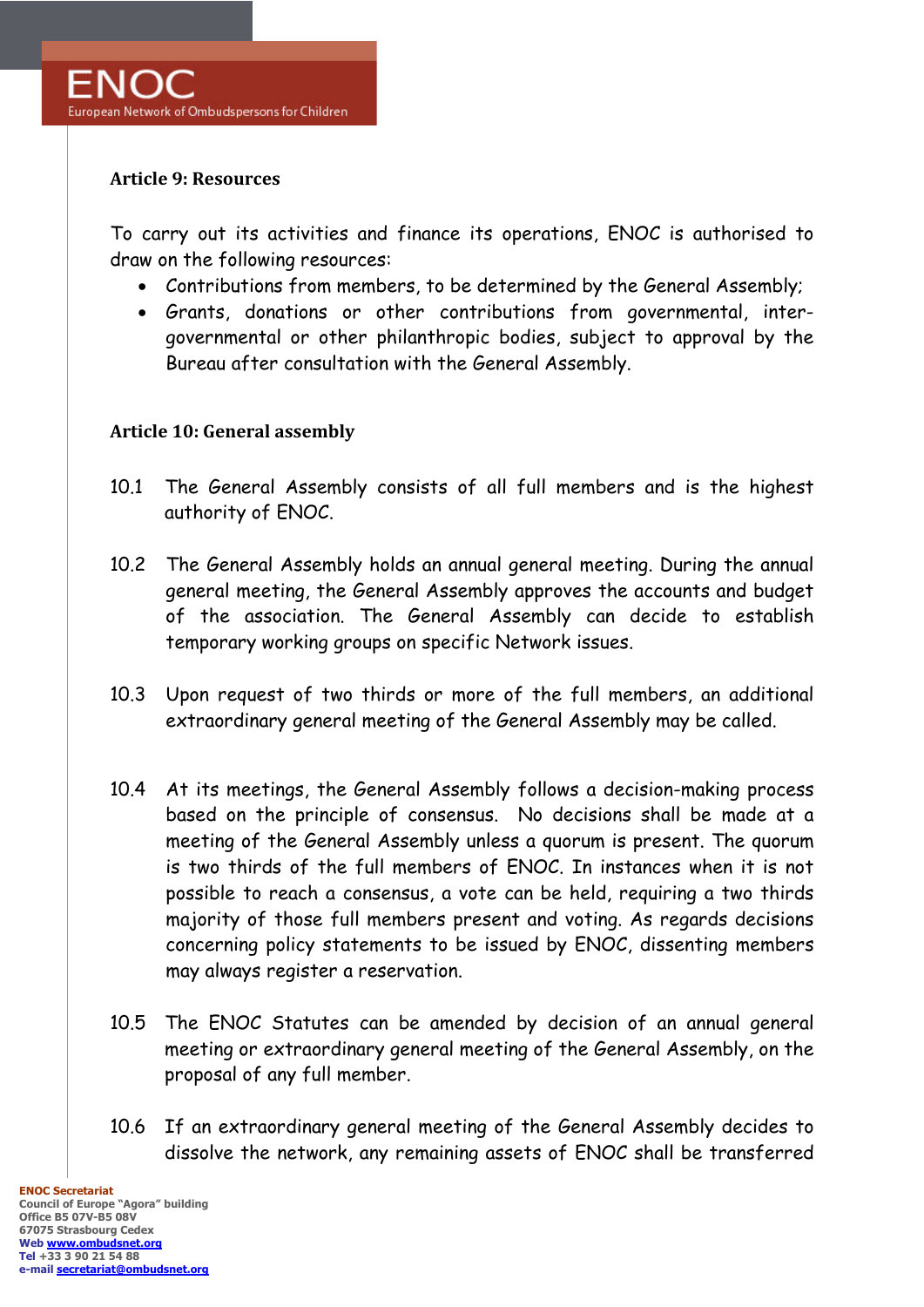### Article 9: Resources

To carry out its activities and finance its operations, ENOC is authorised to draw on the following resources:

- Contributions from members, to be determined by the General Assembly;
- Grants, donations or other contributions from governmental, inter-governmental or other philanthropic bodies, subject to approval by the Bureau after consultation with the General Assembly.

### Article 10: General assembly

10.1 The General Assembly consists of all full members and is the highest authority of ENOC.

10.2 The General Assembly holds an annual general meeting. During the annual general meeting, the General Assembly approves the accounts and budget of the association. The General Assembly can decide to establish temporary working groups on specific Network issues.

10.3 Upon request of two thirds or more of the full members, an additional extraordinary general meeting of the General Assembly may be called.

10.4 At its meetings, the General Assembly follows a decision-making process based on the principle of consensus. No decisions shall be made at a meeting of the General Assembly unless a quorum is present. The quorum is two thirds of the full members of ENOC. In instances when it is not possible to reach a consensus, a vote can be held, requiring a two thirds majority of those full members present and voting. As regards decisions concerning policy statements to be issued by ENOC, dissenting members may always register a reservation.

10.5 The ENOC Statutes can be amended by decision of an annual general meeting or extraordinary general meeting of the General Assembly, on the proposal of any full member.

10.6 If an extraordinary general meeting of the General Assembly decides to dissolve the network, any remaining assets of ENOC shall be transferred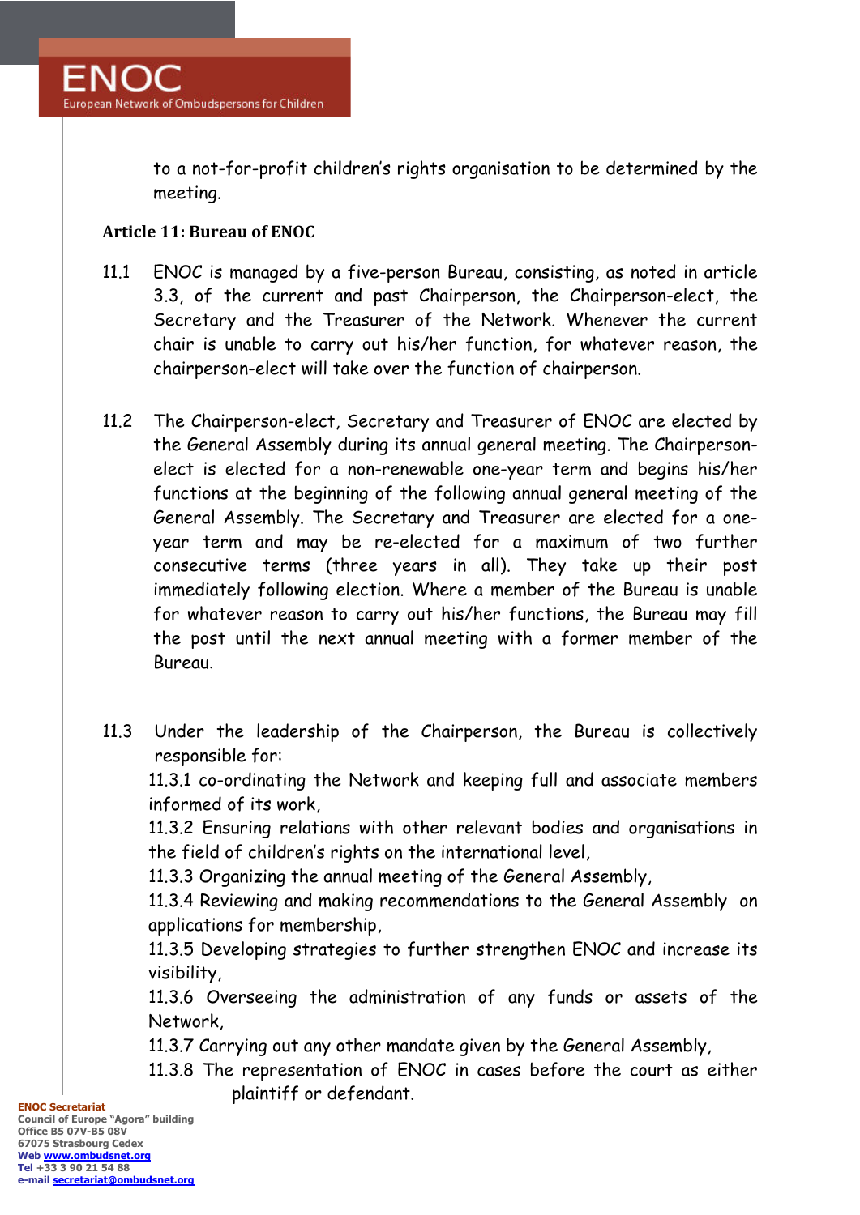to a not-for-profit children's rights organisation to be determined by the meeting.

**Article 11: Bureau of ENOC**

11.1 ENOC is managed by a five-person Bureau, consisting, as noted in article 3.3, of the current and past Chairperson, the Chairperson-elect, the Secretary and the Treasurer of the Network. Whenever the current chair is unable to carry out his/her function, for whatever reason, the chairperson-elect will take over the function of chairperson.

11.2 The Chairperson-elect, Secretary and Treasurer of ENOC are elected by the General Assembly during its annual general meeting. The Chairperson-elect is elected for a non-renewable one-year term and begins his/her functions at the beginning of the following annual general meeting of the General Assembly. The Secretary and Treasurer are elected for a one-year term and may be re-elected for a maximum of two further consecutive terms (three years in all). They take up their post immediately following election. Where a member of the Bureau is unable for whatever reason to carry out his/her functions, the Bureau may fill the post until the next annual meeting with a former member of the Bureau.

11.3 Under the leadership of the Chairperson, the Bureau is collectively responsible for:

11.3.1 co-ordinating the Network and keeping full and associate members informed of its work,

11.3.2 Ensuring relations with other relevant bodies and organisations in the field of children's rights on the international level,

11.3.3 Organizing the annual meeting of the General Assembly,

11.3.4 Reviewing and making recommendations to the General Assembly on applications for membership,

11.3.5 Developing strategies to further strengthen ENOC and increase its visibility,

11.3.6 Overseeing the administration of any funds or assets of the Network,

11.3.7 Carrying out any other mandate given by the General Assembly,

11.3.8 The representation of ENOC in cases before the court as either plaintiff or defendant.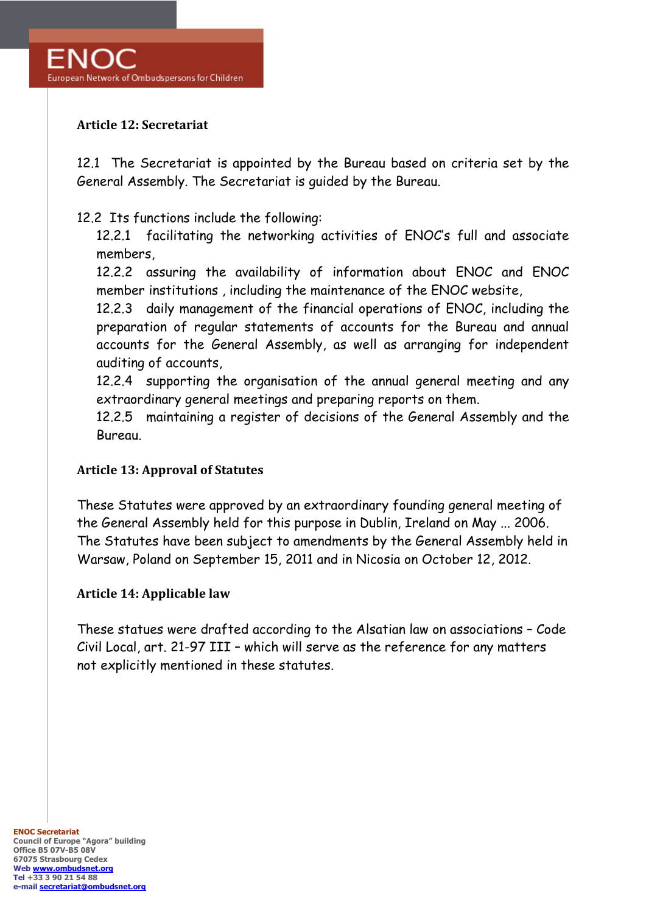**Article 12: Secretariat**

12.1 The Secretariat is appointed by the Bureau based on criteria set by the General Assembly. The Secretariat is guided by the Bureau.

12.2 Its functions include the following:

12.2.1 facilitating the networking activities of ENOC's full and associate members,

12.2.2 assuring the availability of information about ENOC and ENOC member institutions , including the maintenance of the ENOC website,

12.2.3 daily management of the financial operations of ENOC, including the preparation of regular statements of accounts for the Bureau and annual accounts for the General Assembly, as well as arranging for independent auditing of accounts,

12.2.4 supporting the organisation of the annual general meeting and any extraordinary general meetings and preparing reports on them.

12.2.5 maintaining a register of decisions of the General Assembly and the Bureau.

**Article 13: Approval of Statutes**

These Statutes were approved by an extraordinary founding general meeting of the General Assembly held for this purpose in Dublin, Ireland on May ... 2006. The Statutes have been subject to amendments by the General Assembly held in Warsaw, Poland on September 15, 2011 and in Nicosia on October 12, 2012.

**Article 14: Applicable law**

These statues were drafted according to the Alsatian law on associations – Code Civil Local, art. 21-97 III – which will serve as the reference for any matters not explicitly mentioned in these statutes.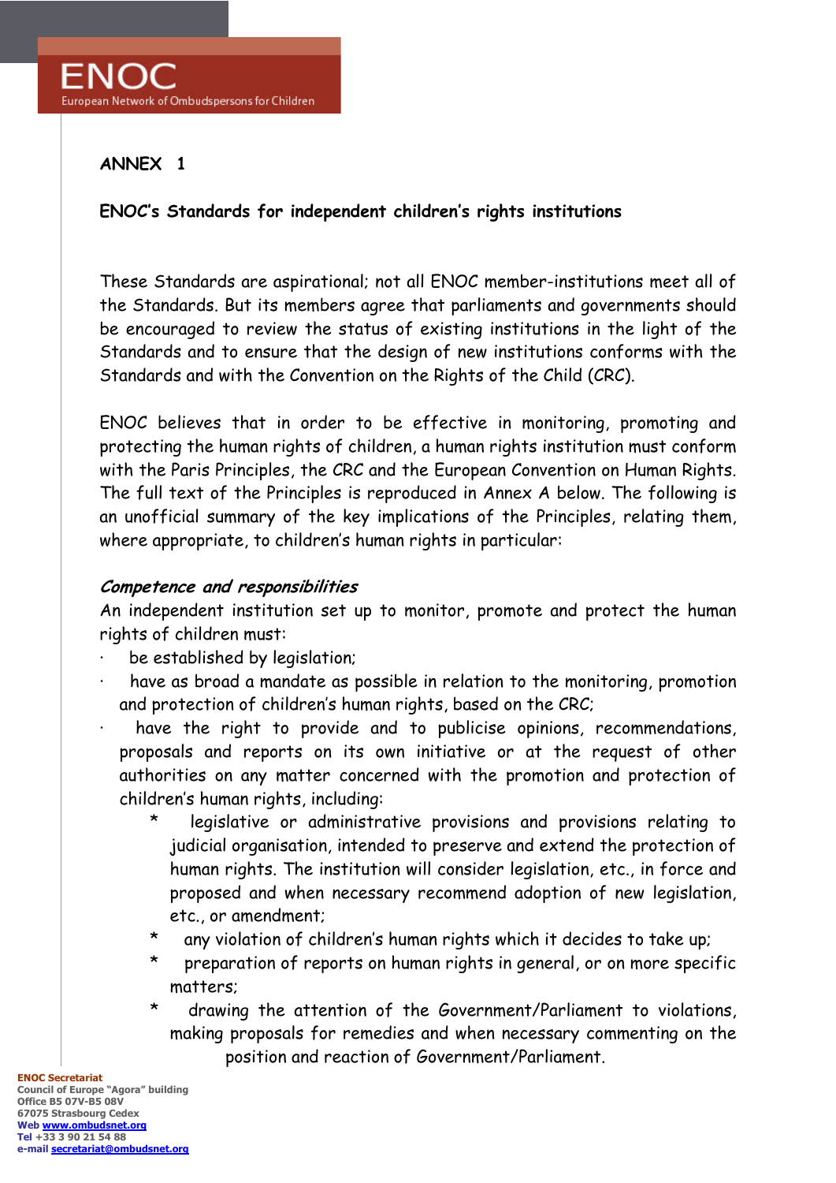## ANNEX 1

### ENOC's Standards for independent children's rights institutions

These Standards are aspirational; not all ENOC member-institutions meet all of the Standards. But its members agree that parliaments and governments should be encouraged to review the status of existing institutions in the light of the Standards and to ensure that the design of new institutions conforms with the Standards and with the Convention on the Rights of the Child (CRC).

ENOC believes that in order to be effective in monitoring, promoting and protecting the human rights of children, a human rights institution must conform with the Paris Principles, the CRC and the European Convention on Human Rights. The full text of the Principles is reproduced in Annex A below. The following is an unofficial summary of the key implications of the Principles, relating them, where appropriate, to children's human rights in particular:

***Competence and responsibilities***

An independent institution set up to monitor, promote and protect the human rights of children must:

- be established by legislation;
- have as broad a mandate as possible in relation to the monitoring, promotion and protection of children's human rights, based on the CRC;
- have the right to provide and to publicise opinions, recommendations, proposals and reports on its own initiative or at the request of other authorities on any matter concerned with the promotion and protection of children's human rights, including:
  - legislative or administrative provisions and provisions relating to judicial organisation, intended to preserve and extend the protection of human rights. The institution will consider legislation, etc., in force and proposed and when necessary recommend adoption of new legislation, etc., or amendment;
  - any violation of children's human rights which it decides to take up;
  - preparation of reports on human rights in general, or on more specific matters;
  - drawing the attention of the Government/Parliament to violations, making proposals for remedies and when necessary commenting on the position and reaction of Government/Parliament.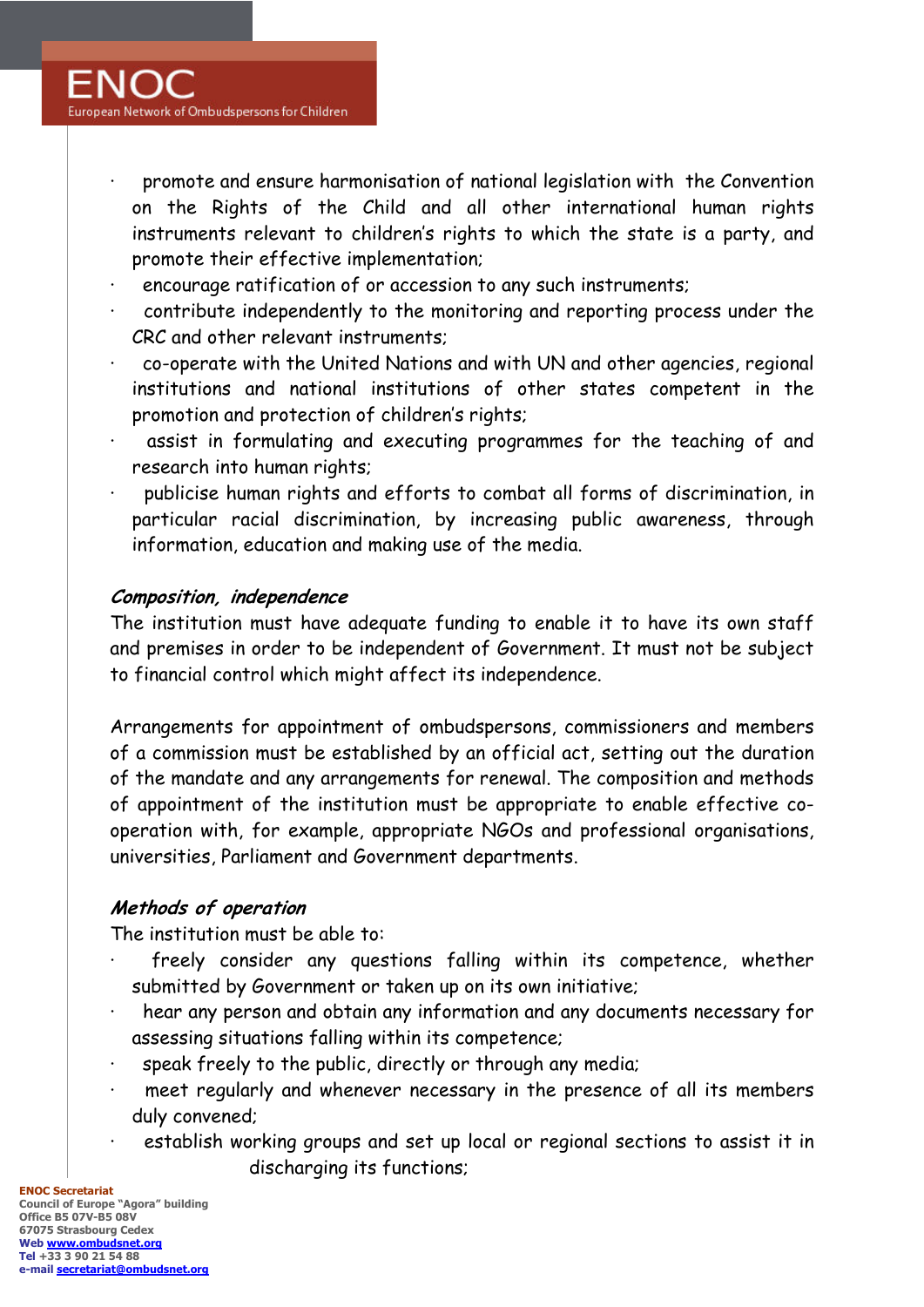- promote and ensure harmonisation of national legislation with the Convention on the Rights of the Child and all other international human rights instruments relevant to children's rights to which the state is a party, and promote their effective implementation;
- encourage ratification of or accession to any such instruments;
- contribute independently to the monitoring and reporting process under the CRC and other relevant instruments;
- co-operate with the United Nations and with UN and other agencies, regional institutions and national institutions of other states competent in the promotion and protection of children's rights;
- assist in formulating and executing programmes for the teaching of and research into human rights;
- publicise human rights and efforts to combat all forms of discrimination, in particular racial discrimination, by increasing public awareness, through information, education and making use of the media.

***Composition, independence***

The institution must have adequate funding to enable it to have its own staff and premises in order to be independent of Government. It must not be subject to financial control which might affect its independence.

Arrangements for appointment of ombudspersons, commissioners and members of a commission must be established by an official act, setting out the duration of the mandate and any arrangements for renewal. The composition and methods of appointment of the institution must be appropriate to enable effective co-operation with, for example, appropriate NGOs and professional organisations, universities, Parliament and Government departments.

***Methods of operation***

The institution must be able to:

- freely consider any questions falling within its competence, whether submitted by Government or taken up on its own initiative;
- hear any person and obtain any information and any documents necessary for assessing situations falling within its competence;
- speak freely to the public, directly or through any media;
- meet regularly and whenever necessary in the presence of all its members duly convened;
- establish working groups and set up local or regional sections to assist it in discharging its functions;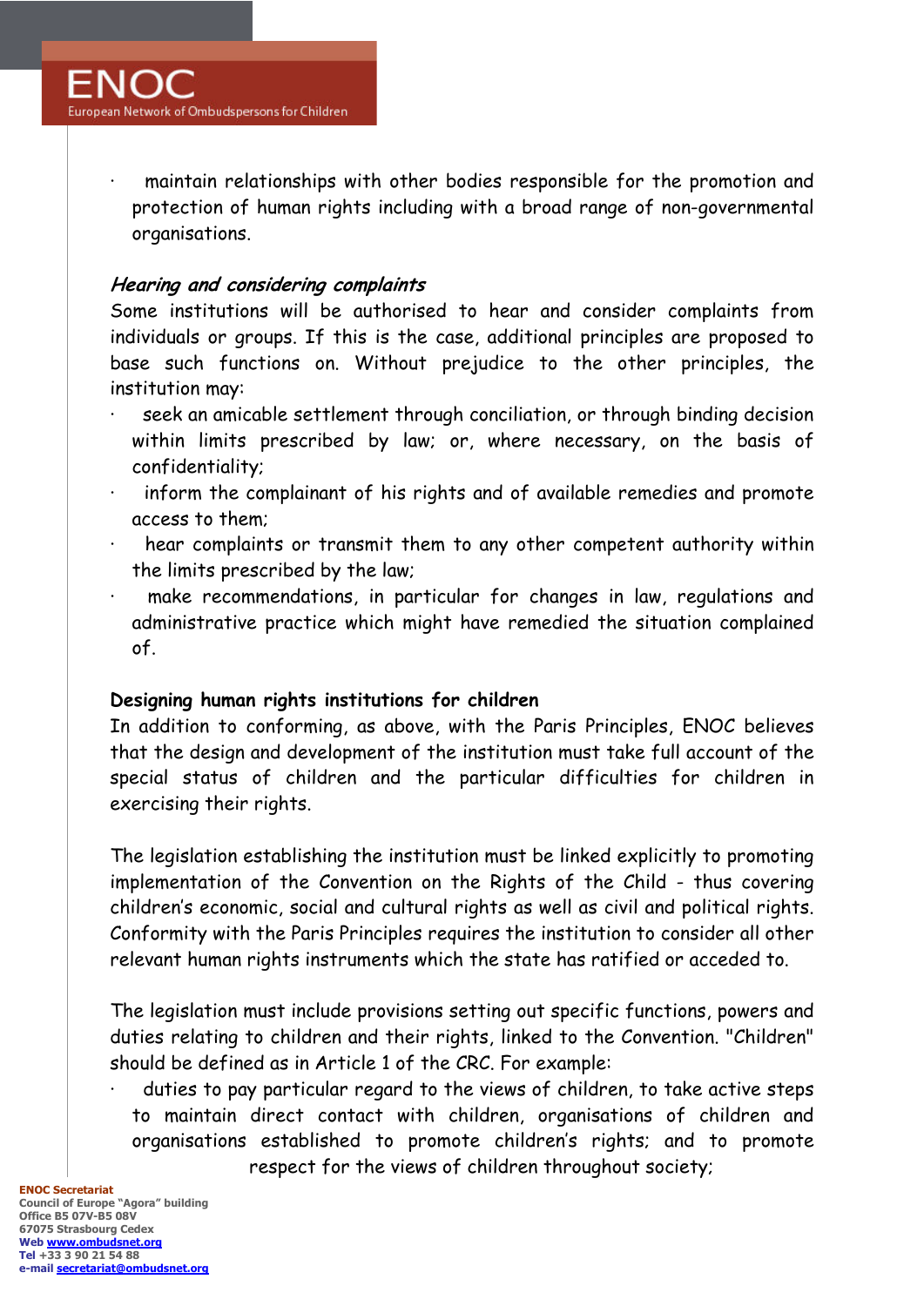- maintain relationships with other bodies responsible for the promotion and protection of human rights including with a broad range of non-governmental organisations.

*Hearing and considering complaints*

Some institutions will be authorised to hear and consider complaints from individuals or groups. If this is the case, additional principles are proposed to base such functions on. Without prejudice to the other principles, the institution may:

- seek an amicable settlement through conciliation, or through binding decision within limits prescribed by law; or, where necessary, on the basis of confidentiality;
- inform the complainant of his rights and of available remedies and promote access to them;
- hear complaints or transmit them to any other competent authority within the limits prescribed by the law;
- make recommendations, in particular for changes in law, regulations and administrative practice which might have remedied the situation complained of.

**Designing human rights institutions for children**

In addition to conforming, as above, with the Paris Principles, ENOC believes that the design and development of the institution must take full account of the special status of children and the particular difficulties for children in exercising their rights.

The legislation establishing the institution must be linked explicitly to promoting implementation of the Convention on the Rights of the Child - thus covering children's economic, social and cultural rights as well as civil and political rights. Conformity with the Paris Principles requires the institution to consider all other relevant human rights instruments which the state has ratified or acceded to.

The legislation must include provisions setting out specific functions, powers and duties relating to children and their rights, linked to the Convention. "Children" should be defined as in Article 1 of the CRC. For example:

- duties to pay particular regard to the views of children, to take active steps to maintain direct contact with children, organisations of children and organisations established to promote children's rights; and to promote respect for the views of children throughout society;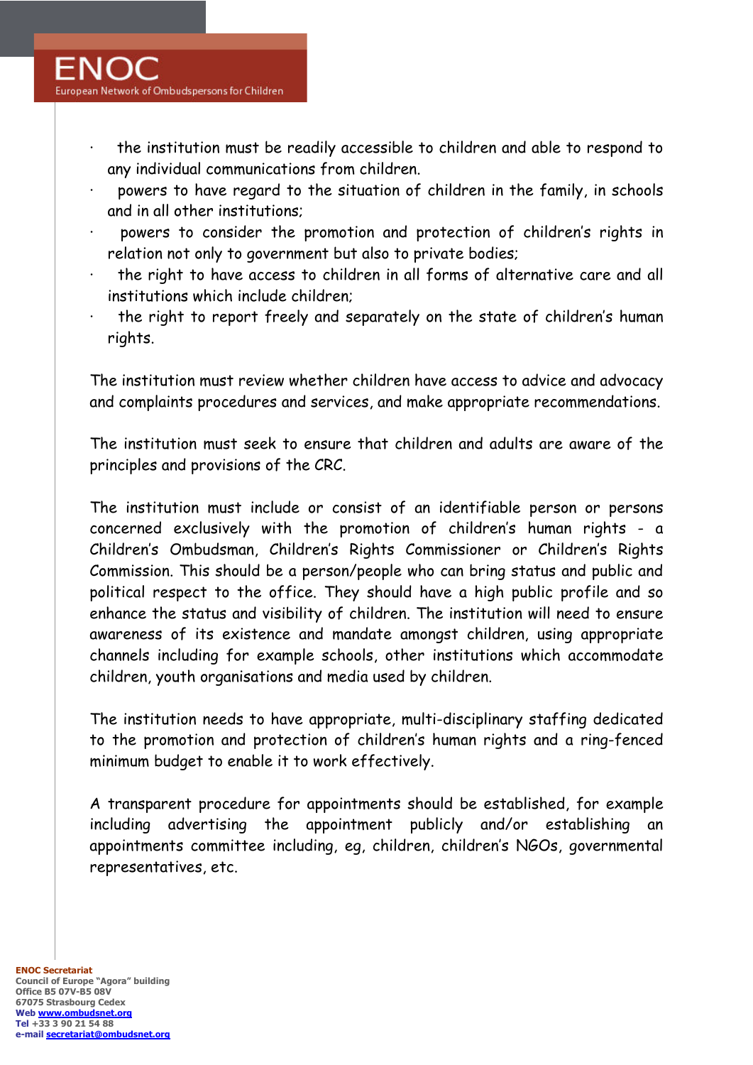- the institution must be readily accessible to children and able to respond to any individual communications from children.
- powers to have regard to the situation of children in the family, in schools and in all other institutions;
- powers to consider the promotion and protection of children's rights in relation not only to government but also to private bodies;
- the right to have access to children in all forms of alternative care and all institutions which include children;
- the right to report freely and separately on the state of children's human rights.

The institution must review whether children have access to advice and advocacy and complaints procedures and services, and make appropriate recommendations.

The institution must seek to ensure that children and adults are aware of the principles and provisions of the CRC.

The institution must include or consist of an identifiable person or persons concerned exclusively with the promotion of children's human rights - a Children's Ombudsman, Children's Rights Commissioner or Children's Rights Commission. This should be a person/people who can bring status and public and political respect to the office. They should have a high public profile and so enhance the status and visibility of children. The institution will need to ensure awareness of its existence and mandate amongst children, using appropriate channels including for example schools, other institutions which accommodate children, youth organisations and media used by children.

The institution needs to have appropriate, multi-disciplinary staffing dedicated to the promotion and protection of children's human rights and a ring-fenced minimum budget to enable it to work effectively.

A transparent procedure for appointments should be established, for example including advertising the appointment publicly and/or establishing an appointments committee including, eg, children, children's NGOs, governmental representatives, etc.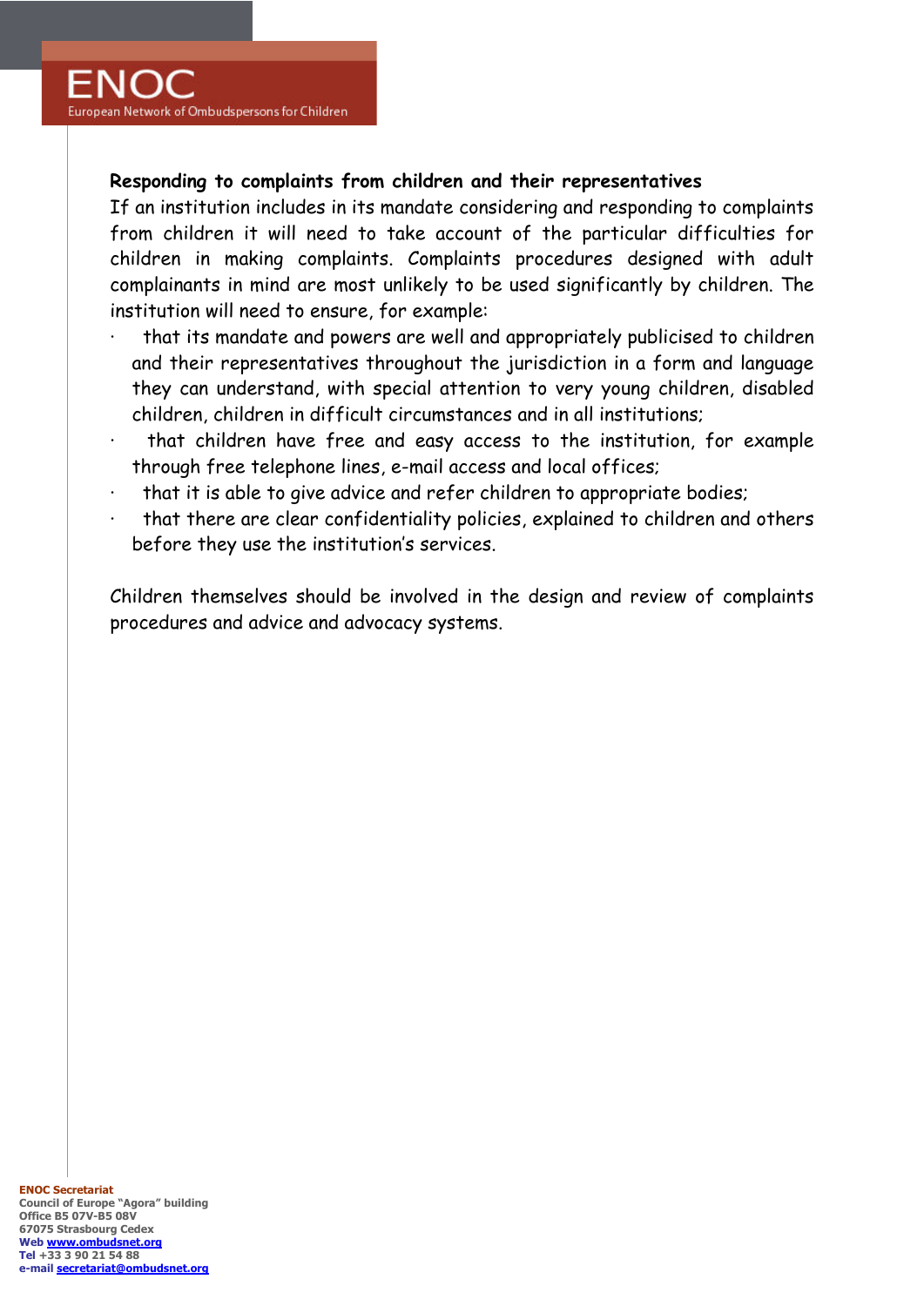**Responding to complaints from children and their representatives**

If an institution includes in its mandate considering and responding to complaints from children it will need to take account of the particular difficulties for children in making complaints. Complaints procedures designed with adult complainants in mind are most unlikely to be used significantly by children. The institution will need to ensure, for example:

- that its mandate and powers are well and appropriately publicised to children and their representatives throughout the jurisdiction in a form and language they can understand, with special attention to very young children, disabled children, children in difficult circumstances and in all institutions;
- that children have free and easy access to the institution, for example through free telephone lines, e-mail access and local offices;
- that it is able to give advice and refer children to appropriate bodies;
- that there are clear confidentiality policies, explained to children and others before they use the institution's services.

Children themselves should be involved in the design and review of complaints procedures and advice and advocacy systems.